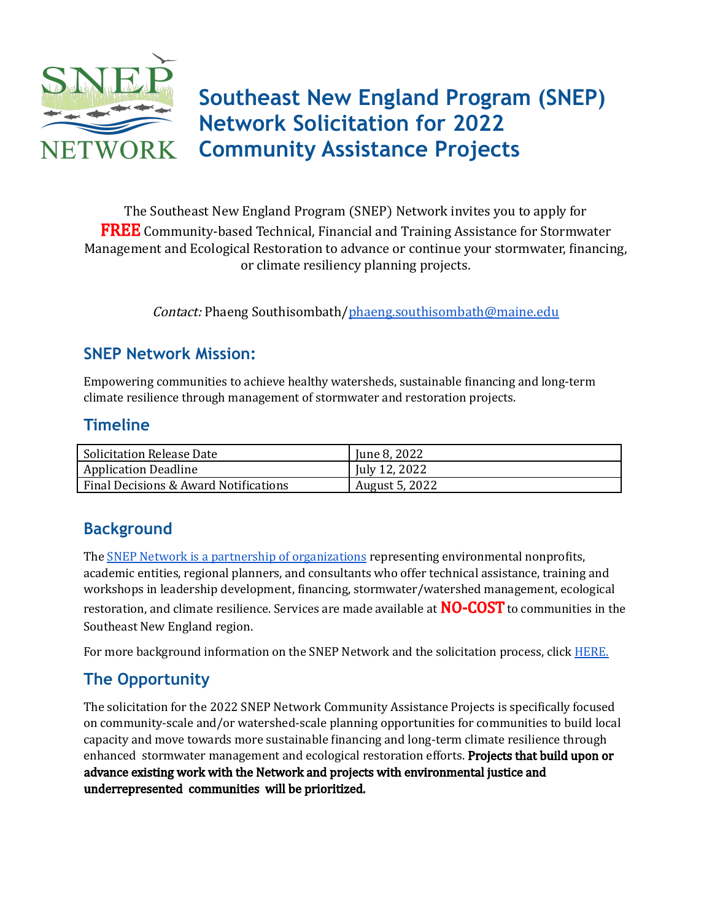# Southeast New England Program (SNEP) Network Solicitation for 2022 Community Assistance Projects

The Southeast New England Program (SNEP) Network invites you to apply for **FREE** Community-based Technical, Financial and Training Assistance for Stormwater Management and Ecological Restoration to advance or continue your stormwater, financing, or climate resiliency planning projects.

*Contact:* Phaeng Southisombath/[phaeng.southisombath@maine.edu](mailto:phaeng.southisombath@maine.edu)

## SNEP Network Mission:

Empowering communities to achieve healthy watersheds, sustainable financing and long-term climate resilience through management of stormwater and restoration projects.

## Timeline

| | |
|---|---|
| Solicitation Release Date | June 8, 2022 |
| Application Deadline | July 12, 2022 |
| Final Decisions & Award Notifications | August 5, 2022 |

## Background

The SNEP Network is a partnership of organizations representing environmental nonprofits, academic entities, regional planners, and consultants who offer technical assistance, training and workshops in leadership development, financing, stormwater/watershed management, ecological restoration, and climate resilience. Services are made available at **NO-COST** to communities in the Southeast New England region.

For more background information on the SNEP Network and the solicitation process, click HERE.

## The Opportunity

The solicitation for the 2022 SNEP Network Community Assistance Projects is specifically focused on community-scale and/or watershed-scale planning opportunities for communities to build local capacity and move towards more sustainable financing and long-term climate resilience through enhanced stormwater management and ecological restoration efforts. **Projects that build upon or advance existing work with the Network and projects with environmental justice and underrepresented communities will be prioritized.**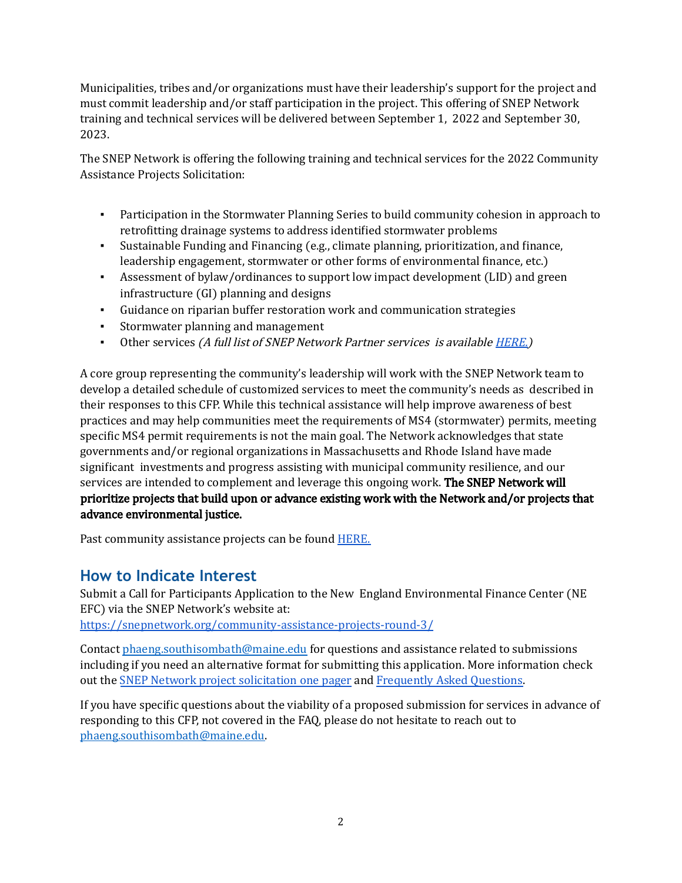Municipalities, tribes and/or organizations must have their leadership's support for the project and must commit leadership and/or staff participation in the project. This offering of SNEP Network training and technical services will be delivered between September 1, 2022 and September 30, 2023.

The SNEP Network is offering the following training and technical services for the 2022 Community Assistance Projects Solicitation:

- Participation in the Stormwater Planning Series to build community cohesion in approach to retrofitting drainage systems to address identified stormwater problems
- Sustainable Funding and Financing (e.g., climate planning, prioritization, and finance, leadership engagement, stormwater or other forms of environmental finance, etc.)
- Assessment of bylaw/ordinances to support low impact development (LID) and green infrastructure (GI) planning and designs
- Guidance on riparian buffer restoration work and communication strategies
- Stormwater planning and management
- Other services *(A full list of SNEP Network Partner services is available [HERE.](#))*

A core group representing the community's leadership will work with the SNEP Network team to develop a detailed schedule of customized services to meet the community's needs as described in their responses to this CFP. While this technical assistance will help improve awareness of best practices and may help communities meet the requirements of MS4 (stormwater) permits, meeting specific MS4 permit requirements is not the main goal. The Network acknowledges that state governments and/or regional organizations in Massachusetts and Rhode Island have made significant investments and progress assisting with municipal community resilience, and our services are intended to complement and leverage this ongoing work. **The SNEP Network will prioritize projects that build upon or advance existing work with the Network and/or projects that advance environmental justice.**

Past community assistance projects can be found [HERE.](#)

## How to Indicate Interest

Submit a Call for Participants Application to the New England Environmental Finance Center (NE EFC) via the SNEP Network's website at:
[https://snepnetwork.org/community-assistance-projects-round-3/](https://snepnetwork.org/community-assistance-projects-round-3/)

Contact [phaeng.southisombath@maine.edu](mailto:phaeng.southisombath@maine.edu) for questions and assistance related to submissions including if you need an alternative format for submitting this application. More information check out the [SNEP Network project solicitation one pager](#) and [Frequently Asked Questions](#).

If you have specific questions about the viability of a proposed submission for services in advance of responding to this CFP, not covered in the FAQ, please do not hesitate to reach out to [phaeng.southisombath@maine.edu](mailto:phaeng.southisombath@maine.edu).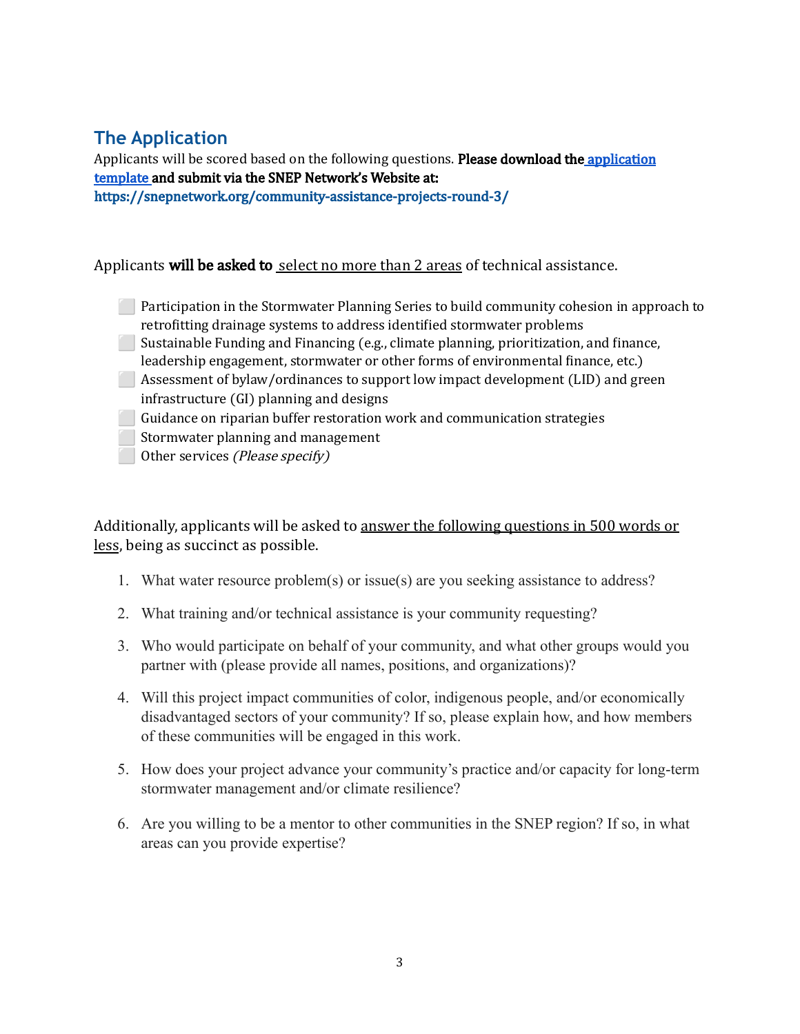## The Application

Applicants will be scored based on the following questions. **Please download the [application template](#) and submit via the SNEP Network's Website at: https://snepnetwork.org/community-assistance-projects-round-3/**

Applicants **will be asked to** select no more than 2 areas of technical assistance.

- ⬜ Participation in the Stormwater Planning Series to build community cohesion in approach to retrofitting drainage systems to address identified stormwater problems
- ⬜ Sustainable Funding and Financing (e.g., climate planning, prioritization, and finance, leadership engagement, stormwater or other forms of environmental finance, etc.)
- ⬜ Assessment of bylaw/ordinances to support low impact development (LID) and green infrastructure (GI) planning and designs
- ⬜ Guidance on riparian buffer restoration work and communication strategies
- ⬜ Stormwater planning and management
- ⬜ Other services *(Please specify)*

Additionally, applicants will be asked to answer the following questions in 500 words or less, being as succinct as possible.

1. What water resource problem(s) or issue(s) are you seeking assistance to address?
2. What training and/or technical assistance is your community requesting?
3. Who would participate on behalf of your community, and what other groups would you partner with (please provide all names, positions, and organizations)?
4. Will this project impact communities of color, indigenous people, and/or economically disadvantaged sectors of your community? If so, please explain how, and how members of these communities will be engaged in this work.
5. How does your project advance your community's practice and/or capacity for long-term stormwater management and/or climate resilience?
6. Are you willing to be a mentor to other communities in the SNEP region? If so, in what areas can you provide expertise?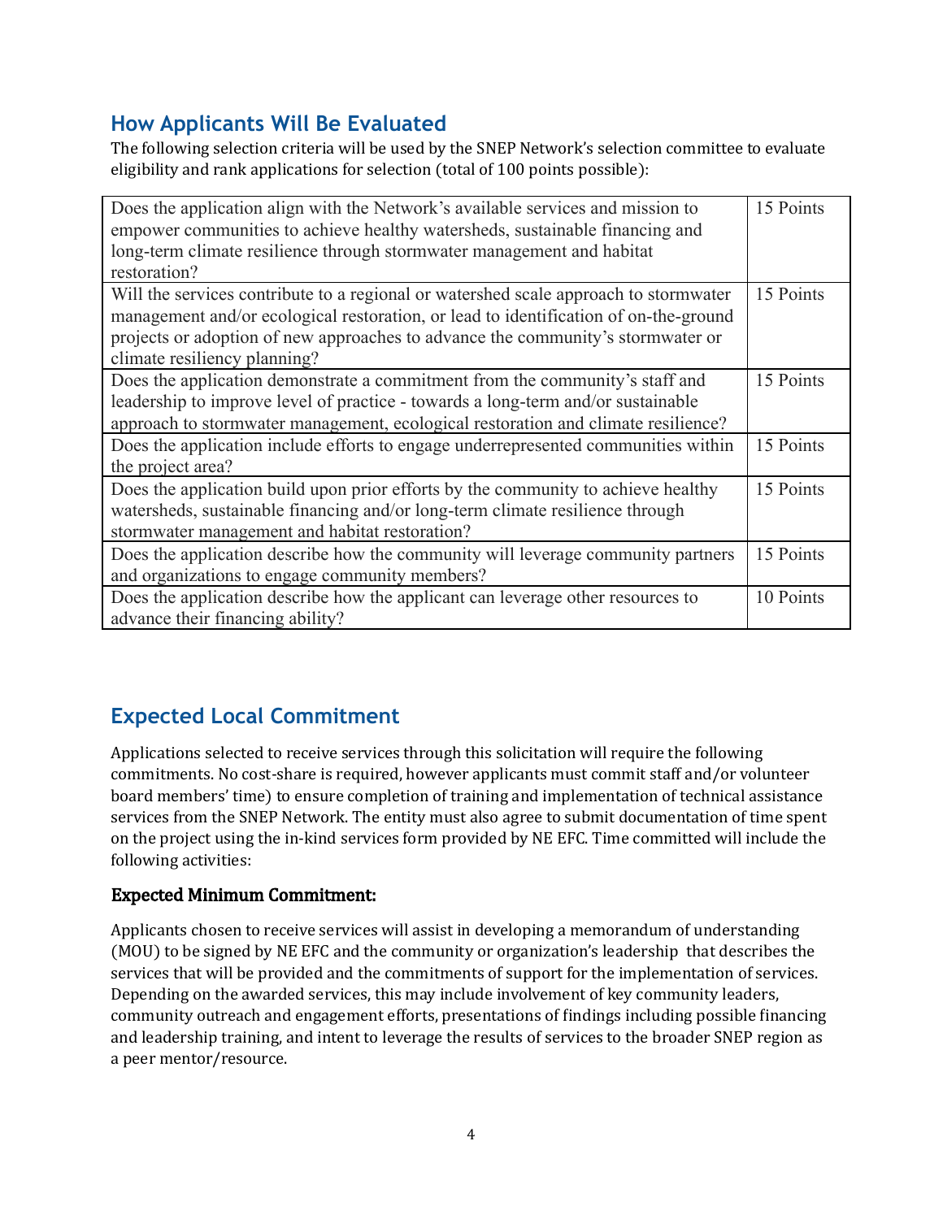## How Applicants Will Be Evaluated

The following selection criteria will be used by the SNEP Network's selection committee to evaluate eligibility and rank applications for selection (total of 100 points possible):

| | |
|---|---|
| Does the application align with the Network's available services and mission to empower communities to achieve healthy watersheds, sustainable financing and long-term climate resilience through stormwater management and habitat restoration? | 15 Points |
| Will the services contribute to a regional or watershed scale approach to stormwater management and/or ecological restoration, or lead to identification of on-the-ground projects or adoption of new approaches to advance the community's stormwater or climate resiliency planning? | 15 Points |
| Does the application demonstrate a commitment from the community's staff and leadership to improve level of practice - towards a long-term and/or sustainable approach to stormwater management, ecological restoration and climate resilience? | 15 Points |
| Does the application include efforts to engage underrepresented communities within the project area? | 15 Points |
| Does the application build upon prior efforts by the community to achieve healthy watersheds, sustainable financing and/or long-term climate resilience through stormwater management and habitat restoration? | 15 Points |
| Does the application describe how the community will leverage community partners and organizations to engage community members? | 15 Points |
| Does the application describe how the applicant can leverage other resources to advance their financing ability? | 10 Points |

## Expected Local Commitment

Applications selected to receive services through this solicitation will require the following commitments. No cost-share is required, however applicants must commit staff and/or volunteer board members' time) to ensure completion of training and implementation of technical assistance services from the SNEP Network. The entity must also agree to submit documentation of time spent on the project using the in-kind services form provided by NE EFC. Time committed will include the following activities:

### Expected Minimum Commitment:

Applicants chosen to receive services will assist in developing a memorandum of understanding (MOU) to be signed by NE EFC and the community or organization's leadership that describes the services that will be provided and the commitments of support for the implementation of services. Depending on the awarded services, this may include involvement of key community leaders, community outreach and engagement efforts, presentations of findings including possible financing and leadership training, and intent to leverage the results of services to the broader SNEP region as a peer mentor/resource.